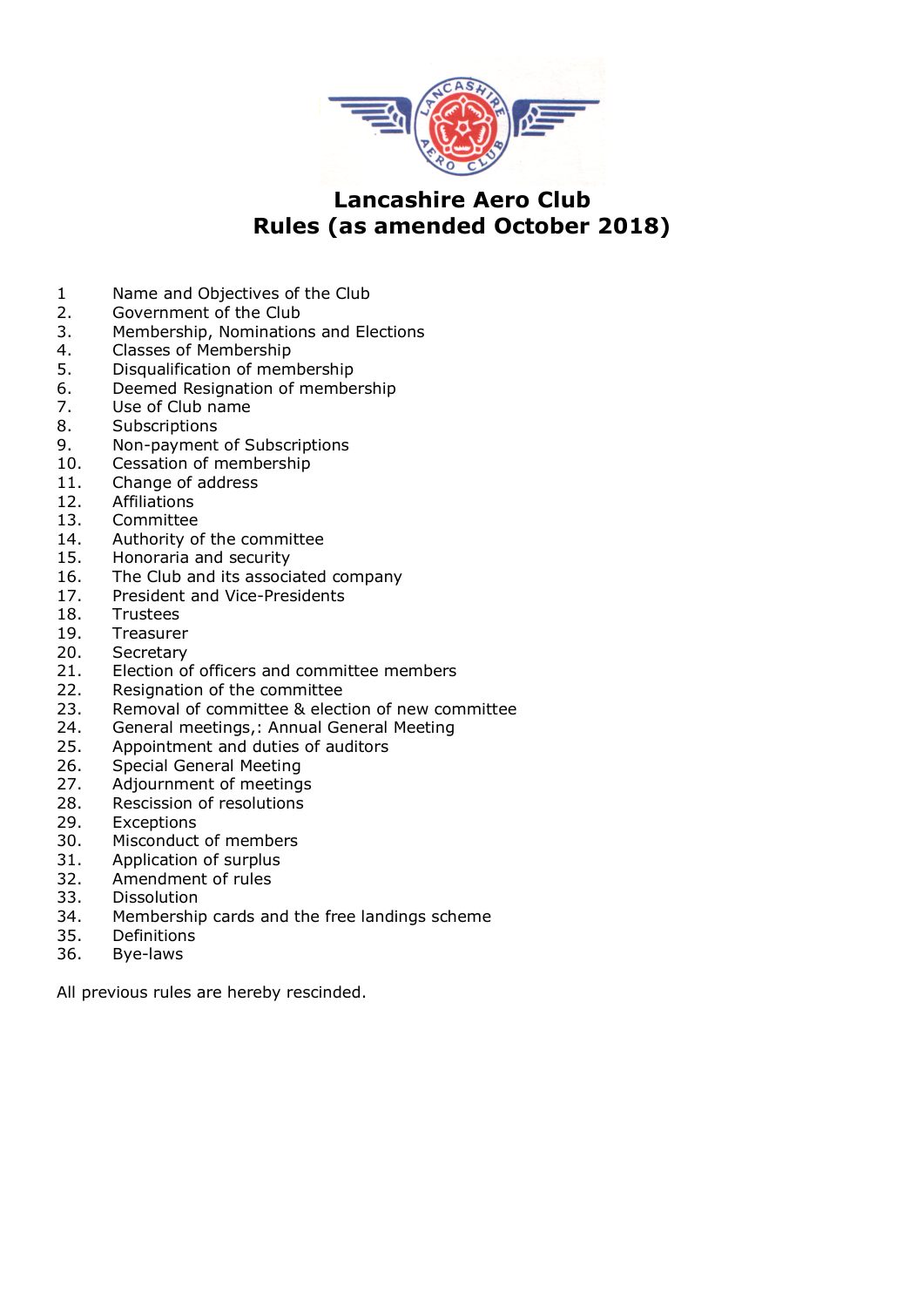# Lancashire Aero Club
## Rules (as amended October 2018)

1 Name and Objectives of the Club
2. Government of the Club
3. Membership, Nominations and Elections
4. Classes of Membership
5. Disqualification of membership
6. Deemed Resignation of membership
7. Use of Club name
8. Subscriptions
9. Non-payment of Subscriptions
10. Cessation of membership
11. Change of address
12. Affiliations
13. Committee
14. Authority of the committee
15. Honoraria and security
16. The Club and its associated company
17. President and Vice-Presidents
18. Trustees
19. Treasurer
20. Secretary
21. Election of officers and committee members
22. Resignation of the committee
23. Removal of committee & election of new committee
24. General meetings,: Annual General Meeting
25. Appointment and duties of auditors
26. Special General Meeting
27. Adjournment of meetings
28. Rescission of resolutions
29. Exceptions
30. Misconduct of members
31. Application of surplus
32. Amendment of rules
33. Dissolution
34. Membership cards and the free landings scheme
35. Definitions
36. Bye-laws

All previous rules are hereby rescinded.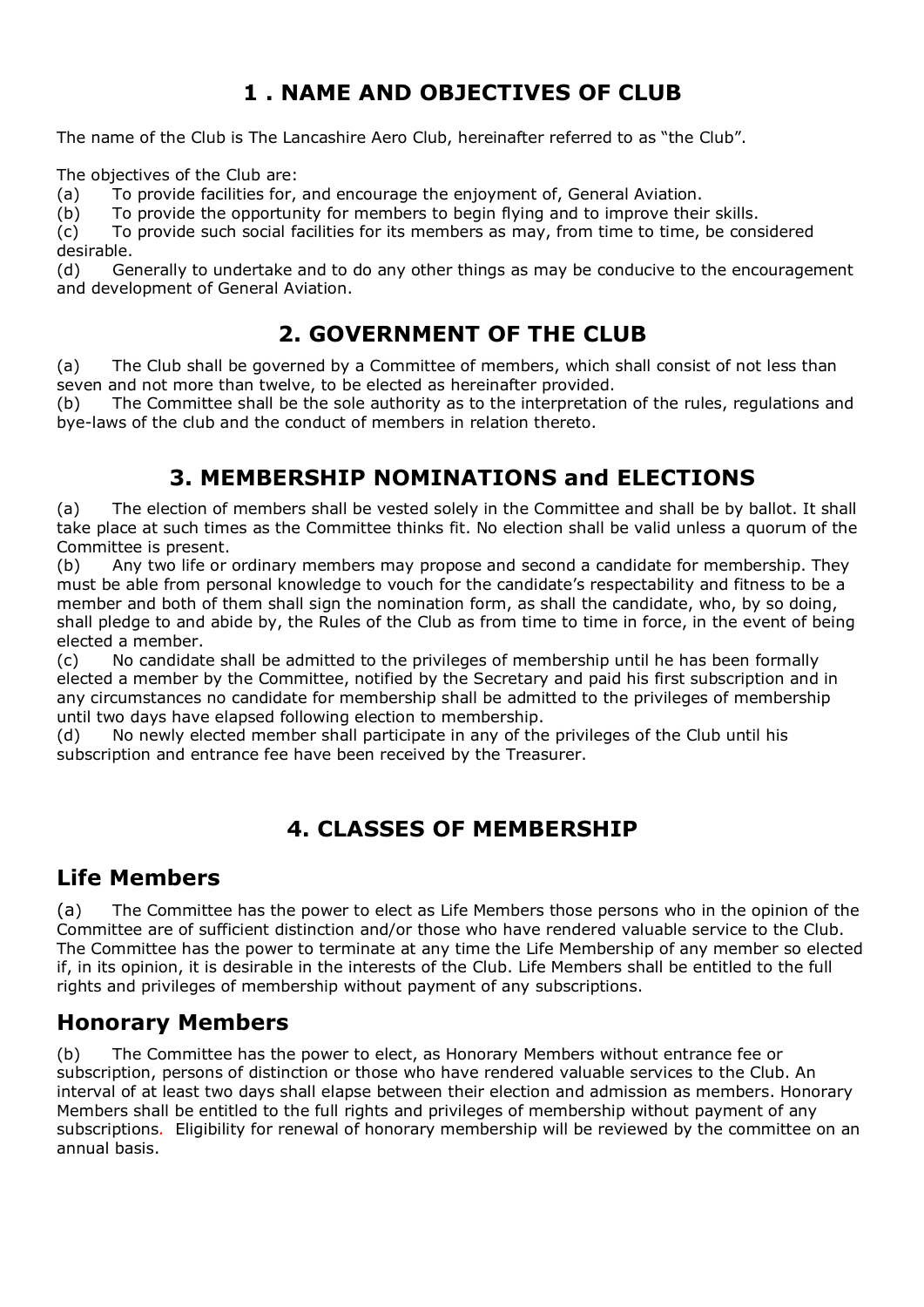# 1 . NAME AND OBJECTIVES OF CLUB

The name of the Club is The Lancashire Aero Club, hereinafter referred to as "the Club".

The objectives of the Club are:

(a) To provide facilities for, and encourage the enjoyment of, General Aviation.

(b) To provide the opportunity for members to begin flying and to improve their skills.

(c) To provide such social facilities for its members as may, from time to time, be considered desirable.

(d) Generally to undertake and to do any other things as may be conducive to the encouragement and development of General Aviation.

# 2. GOVERNMENT OF THE CLUB

(a) The Club shall be governed by a Committee of members, which shall consist of not less than seven and not more than twelve, to be elected as hereinafter provided.

(b) The Committee shall be the sole authority as to the interpretation of the rules, regulations and bye-laws of the club and the conduct of members in relation thereto.

# 3. MEMBERSHIP NOMINATIONS and ELECTIONS

(a) The election of members shall be vested solely in the Committee and shall be by ballot. It shall take place at such times as the Committee thinks fit. No election shall be valid unless a quorum of the Committee is present.

(b) Any two life or ordinary members may propose and second a candidate for membership. They must be able from personal knowledge to vouch for the candidate's respectability and fitness to be a member and both of them shall sign the nomination form, as shall the candidate, who, by so doing, shall pledge to and abide by, the Rules of the Club as from time to time in force, in the event of being elected a member.

(c) No candidate shall be admitted to the privileges of membership until he has been formally elected a member by the Committee, notified by the Secretary and paid his first subscription and in any circumstances no candidate for membership shall be admitted to the privileges of membership until two days have elapsed following election to membership.

(d) No newly elected member shall participate in any of the privileges of the Club until his subscription and entrance fee have been received by the Treasurer.

# 4. CLASSES OF MEMBERSHIP

## Life Members

(a) The Committee has the power to elect as Life Members those persons who in the opinion of the Committee are of sufficient distinction and/or those who have rendered valuable service to the Club. The Committee has the power to terminate at any time the Life Membership of any member so elected if, in its opinion, it is desirable in the interests of the Club. Life Members shall be entitled to the full rights and privileges of membership without payment of any subscriptions.

## Honorary Members

(b) The Committee has the power to elect, as Honorary Members without entrance fee or subscription, persons of distinction or those who have rendered valuable services to the Club. An interval of at least two days shall elapse between their election and admission as members. Honorary Members shall be entitled to the full rights and privileges of membership without payment of any subscriptions. Eligibility for renewal of honorary membership will be reviewed by the committee on an annual basis.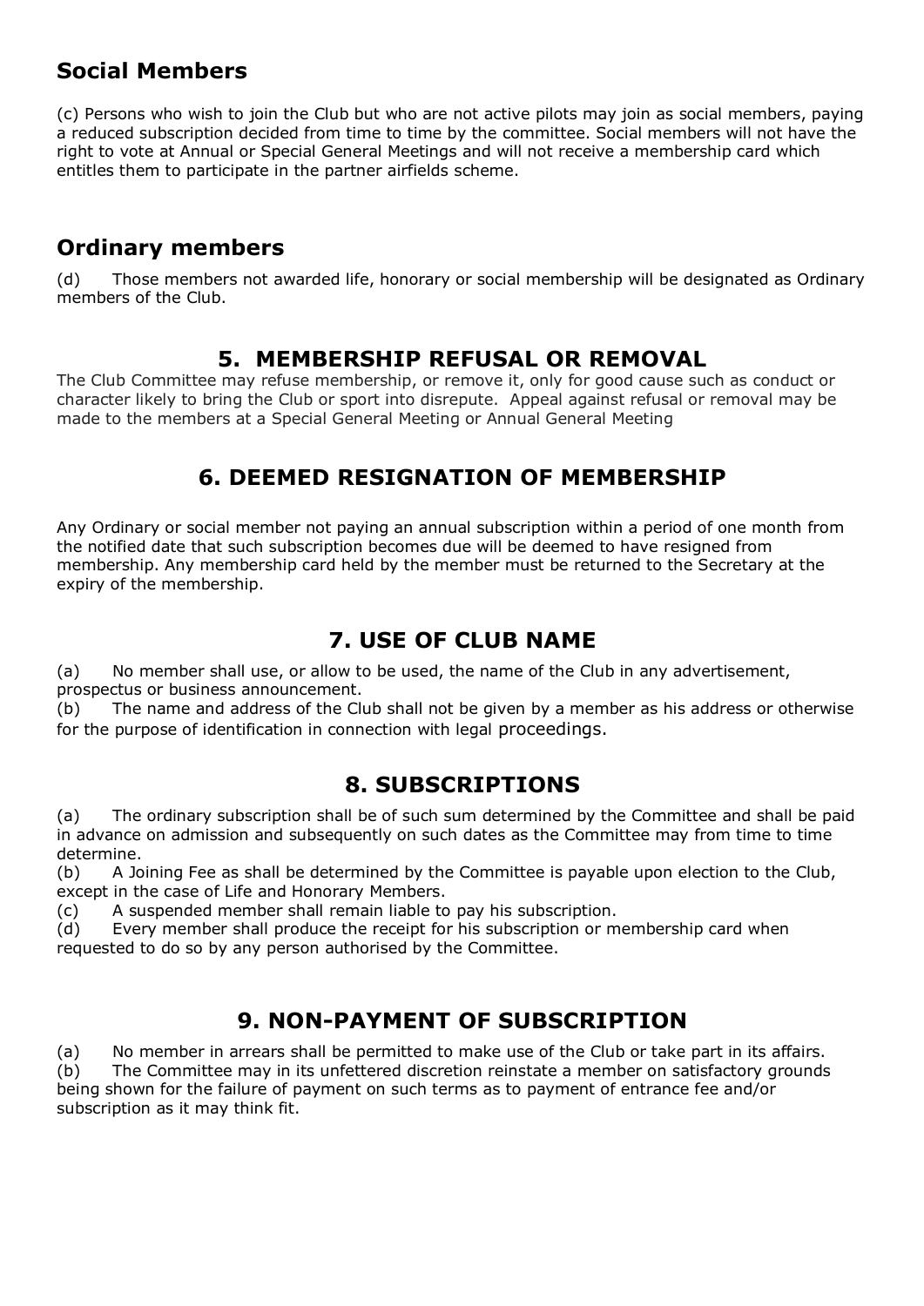## Social Members

(c) Persons who wish to join the Club but who are not active pilots may join as social members, paying a reduced subscription decided from time to time by the committee. Social members will not have the right to vote at Annual or Special General Meetings and will not receive a membership card which entitles them to participate in the partner airfields scheme.

## Ordinary members

(d) Those members not awarded life, honorary or social membership will be designated as Ordinary members of the Club.

## 5. MEMBERSHIP REFUSAL OR REMOVAL

The Club Committee may refuse membership, or remove it, only for good cause such as conduct or character likely to bring the Club or sport into disrepute. Appeal against refusal or removal may be made to the members at a Special General Meeting or Annual General Meeting

## 6. DEEMED RESIGNATION OF MEMBERSHIP

Any Ordinary or social member not paying an annual subscription within a period of one month from the notified date that such subscription becomes due will be deemed to have resigned from membership. Any membership card held by the member must be returned to the Secretary at the expiry of the membership.

## 7. USE OF CLUB NAME

(a) No member shall use, or allow to be used, the name of the Club in any advertisement, prospectus or business announcement.
(b) The name and address of the Club shall not be given by a member as his address or otherwise for the purpose of identification in connection with legal proceedings.

## 8. SUBSCRIPTIONS

(a) The ordinary subscription shall be of such sum determined by the Committee and shall be paid in advance on admission and subsequently on such dates as the Committee may from time to time determine.
(b) A Joining Fee as shall be determined by the Committee is payable upon election to the Club, except in the case of Life and Honorary Members.
(c) A suspended member shall remain liable to pay his subscription.
(d) Every member shall produce the receipt for his subscription or membership card when requested to do so by any person authorised by the Committee.

## 9. NON-PAYMENT OF SUBSCRIPTION

(a) No member in arrears shall be permitted to make use of the Club or take part in its affairs.
(b) The Committee may in its unfettered discretion reinstate a member on satisfactory grounds being shown for the failure of payment on such terms as to payment of entrance fee and/or subscription as it may think fit.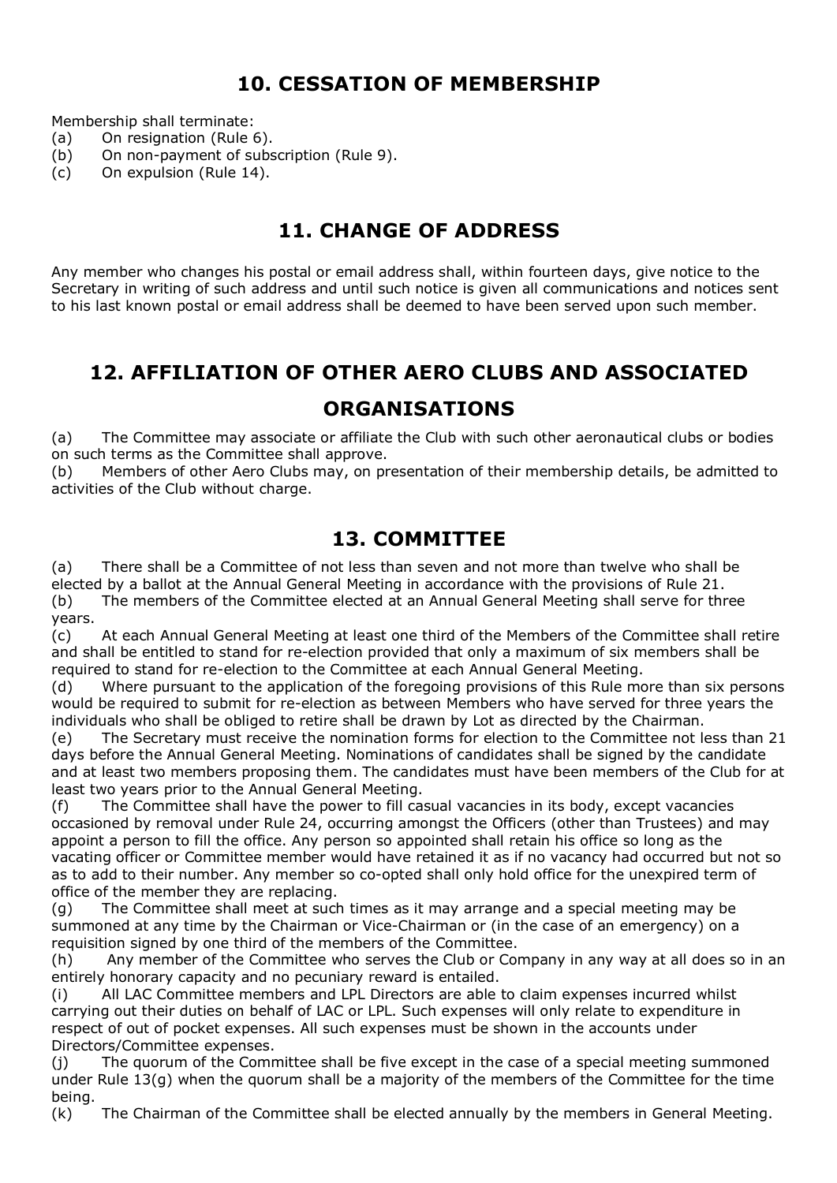## 10. CESSATION OF MEMBERSHIP

Membership shall terminate:

(a) On resignation (Rule 6).
(b) On non-payment of subscription (Rule 9).
(c) On expulsion (Rule 14).

## 11. CHANGE OF ADDRESS

Any member who changes his postal or email address shall, within fourteen days, give notice to the Secretary in writing of such address and until such notice is given all communications and notices sent to his last known postal or email address shall be deemed to have been served upon such member.

## 12. AFFILIATION OF OTHER AERO CLUBS AND ASSOCIATED ORGANISATIONS

(a) The Committee may associate or affiliate the Club with such other aeronautical clubs or bodies on such terms as the Committee shall approve.
(b) Members of other Aero Clubs may, on presentation of their membership details, be admitted to activities of the Club without charge.

## 13. COMMITTEE

(a) There shall be a Committee of not less than seven and not more than twelve who shall be elected by a ballot at the Annual General Meeting in accordance with the provisions of Rule 21.
(b) The members of the Committee elected at an Annual General Meeting shall serve for three years.
(c) At each Annual General Meeting at least one third of the Members of the Committee shall retire and shall be entitled to stand for re-election provided that only a maximum of six members shall be required to stand for re-election to the Committee at each Annual General Meeting.
(d) Where pursuant to the application of the foregoing provisions of this Rule more than six persons would be required to submit for re-election as between Members who have served for three years the individuals who shall be obliged to retire shall be drawn by Lot as directed by the Chairman.
(e) The Secretary must receive the nomination forms for election to the Committee not less than 21 days before the Annual General Meeting. Nominations of candidates shall be signed by the candidate and at least two members proposing them. The candidates must have been members of the Club for at least two years prior to the Annual General Meeting.
(f) The Committee shall have the power to fill casual vacancies in its body, except vacancies occasioned by removal under Rule 24, occurring amongst the Officers (other than Trustees) and may appoint a person to fill the office. Any person so appointed shall retain his office so long as the vacating officer or Committee member would have retained it as if no vacancy had occurred but not so as to add to their number. Any member so co-opted shall only hold office for the unexpired term of office of the member they are replacing.
(g) The Committee shall meet at such times as it may arrange and a special meeting may be summoned at any time by the Chairman or Vice-Chairman or (in the case of an emergency) on a requisition signed by one third of the members of the Committee.
(h) Any member of the Committee who serves the Club or Company in any way at all does so in an entirely honorary capacity and no pecuniary reward is entailed.
(i) All LAC Committee members and LPL Directors are able to claim expenses incurred whilst carrying out their duties on behalf of LAC or LPL. Such expenses will only relate to expenditure in respect of out of pocket expenses. All such expenses must be shown in the accounts under Directors/Committee expenses.
(j) The quorum of the Committee shall be five except in the case of a special meeting summoned under Rule 13(g) when the quorum shall be a majority of the members of the Committee for the time being.
(k) The Chairman of the Committee shall be elected annually by the members in General Meeting.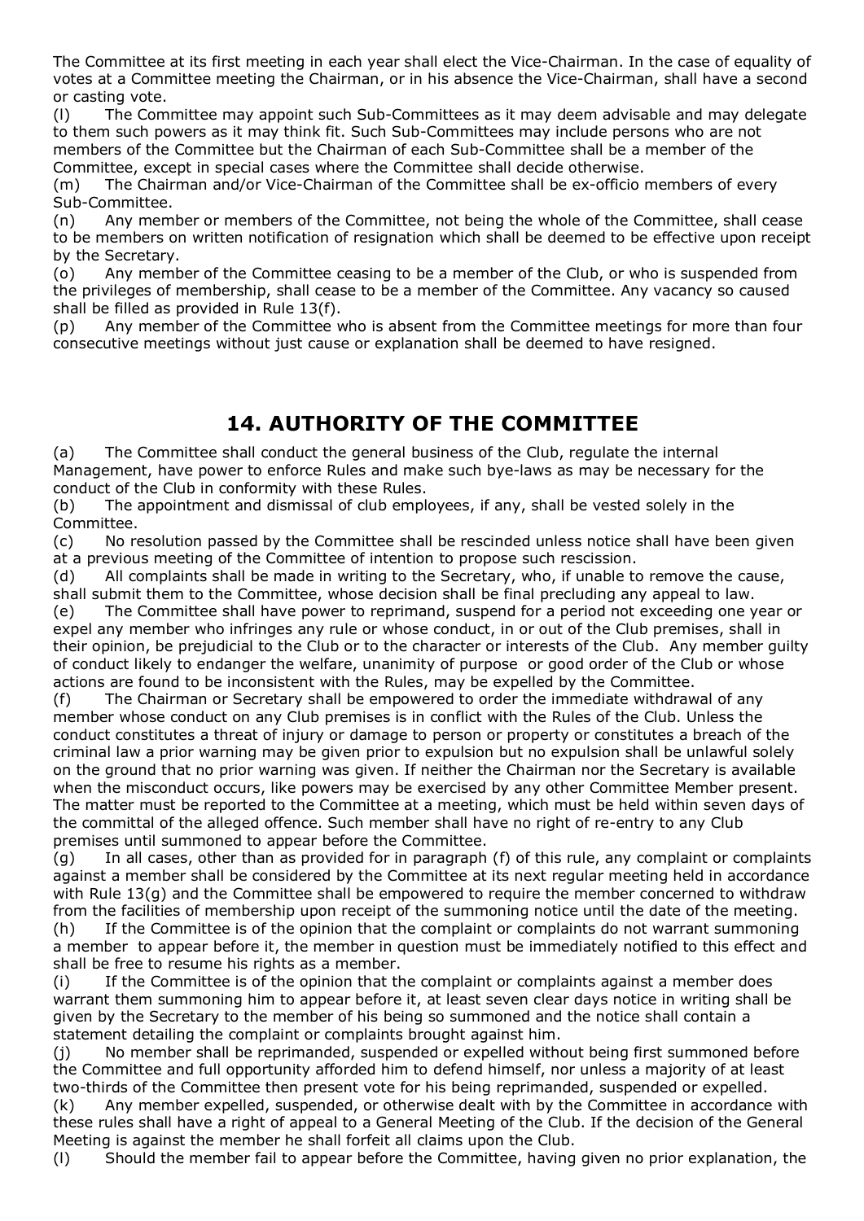The Committee at its first meeting in each year shall elect the Vice-Chairman. In the case of equality of votes at a Committee meeting the Chairman, or in his absence the Vice-Chairman, shall have a second or casting vote.

(l) The Committee may appoint such Sub-Committees as it may deem advisable and may delegate to them such powers as it may think fit. Such Sub-Committees may include persons who are not members of the Committee but the Chairman of each Sub-Committee shall be a member of the Committee, except in special cases where the Committee shall decide otherwise.

(m) The Chairman and/or Vice-Chairman of the Committee shall be ex-officio members of every Sub-Committee.

(n) Any member or members of the Committee, not being the whole of the Committee, shall cease to be members on written notification of resignation which shall be deemed to be effective upon receipt by the Secretary.

(o) Any member of the Committee ceasing to be a member of the Club, or who is suspended from the privileges of membership, shall cease to be a member of the Committee. Any vacancy so caused shall be filled as provided in Rule 13(f).

(p) Any member of the Committee who is absent from the Committee meetings for more than four consecutive meetings without just cause or explanation shall be deemed to have resigned.

## 14. AUTHORITY OF THE COMMITTEE

(a) The Committee shall conduct the general business of the Club, regulate the internal Management, have power to enforce Rules and make such bye-laws as may be necessary for the conduct of the Club in conformity with these Rules.

(b) The appointment and dismissal of club employees, if any, shall be vested solely in the Committee.

(c) No resolution passed by the Committee shall be rescinded unless notice shall have been given at a previous meeting of the Committee of intention to propose such rescission.

(d) All complaints shall be made in writing to the Secretary, who, if unable to remove the cause, shall submit them to the Committee, whose decision shall be final precluding any appeal to law.

(e) The Committee shall have power to reprimand, suspend for a period not exceeding one year or expel any member who infringes any rule or whose conduct, in or out of the Club premises, shall in their opinion, be prejudicial to the Club or to the character or interests of the Club. Any member guilty of conduct likely to endanger the welfare, unanimity of purpose or good order of the Club or whose actions are found to be inconsistent with the Rules, may be expelled by the Committee.

(f) The Chairman or Secretary shall be empowered to order the immediate withdrawal of any member whose conduct on any Club premises is in conflict with the Rules of the Club. Unless the conduct constitutes a threat of injury or damage to person or property or constitutes a breach of the criminal law a prior warning may be given prior to expulsion but no expulsion shall be unlawful solely on the ground that no prior warning was given. If neither the Chairman nor the Secretary is available when the misconduct occurs, like powers may be exercised by any other Committee Member present. The matter must be reported to the Committee at a meeting, which must be held within seven days of the committal of the alleged offence. Such member shall have no right of re-entry to any Club premises until summoned to appear before the Committee.

(g) In all cases, other than as provided for in paragraph (f) of this rule, any complaint or complaints against a member shall be considered by the Committee at its next regular meeting held in accordance with Rule 13(g) and the Committee shall be empowered to require the member concerned to withdraw from the facilities of membership upon receipt of the summoning notice until the date of the meeting.

(h) If the Committee is of the opinion that the complaint or complaints do not warrant summoning a member to appear before it, the member in question must be immediately notified to this effect and shall be free to resume his rights as a member.

(i) If the Committee is of the opinion that the complaint or complaints against a member does warrant them summoning him to appear before it, at least seven clear days notice in writing shall be given by the Secretary to the member of his being so summoned and the notice shall contain a statement detailing the complaint or complaints brought against him.

(j) No member shall be reprimanded, suspended or expelled without being first summoned before the Committee and full opportunity afforded him to defend himself, nor unless a majority of at least two-thirds of the Committee then present vote for his being reprimanded, suspended or expelled.

(k) Any member expelled, suspended, or otherwise dealt with by the Committee in accordance with these rules shall have a right of appeal to a General Meeting of the Club. If the decision of the General Meeting is against the member he shall forfeit all claims upon the Club.

(l) Should the member fail to appear before the Committee, having given no prior explanation, the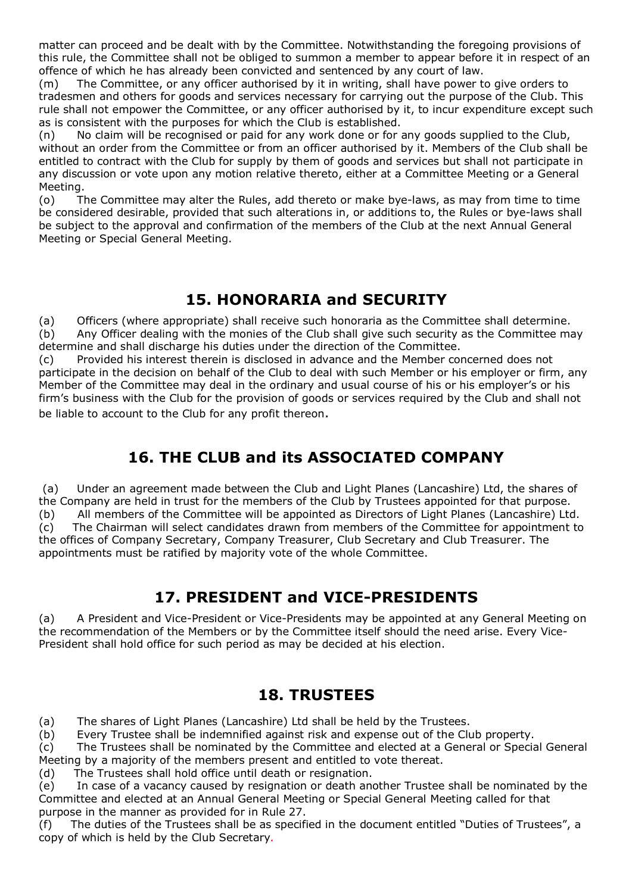matter can proceed and be dealt with by the Committee. Notwithstanding the foregoing provisions of this rule, the Committee shall not be obliged to summon a member to appear before it in respect of an offence of which he has already been convicted and sentenced by any court of law.

(m) The Committee, or any officer authorised by it in writing, shall have power to give orders to tradesmen and others for goods and services necessary for carrying out the purpose of the Club. This rule shall not empower the Committee, or any officer authorised by it, to incur expenditure except such as is consistent with the purposes for which the Club is established.

(n) No claim will be recognised or paid for any work done or for any goods supplied to the Club, without an order from the Committee or from an officer authorised by it. Members of the Club shall be entitled to contract with the Club for supply by them of goods and services but shall not participate in any discussion or vote upon any motion relative thereto, either at a Committee Meeting or a General Meeting.

(o) The Committee may alter the Rules, add thereto or make bye-laws, as may from time to time be considered desirable, provided that such alterations in, or additions to, the Rules or bye-laws shall be subject to the approval and confirmation of the members of the Club at the next Annual General Meeting or Special General Meeting.

## 15. HONORARIA and SECURITY

(a) Officers (where appropriate) shall receive such honoraria as the Committee shall determine.

(b) Any Officer dealing with the monies of the Club shall give such security as the Committee may determine and shall discharge his duties under the direction of the Committee.

(c) Provided his interest therein is disclosed in advance and the Member concerned does not participate in the decision on behalf of the Club to deal with such Member or his employer or firm, any Member of the Committee may deal in the ordinary and usual course of his or his employer's or his firm's business with the Club for the provision of goods or services required by the Club and shall not be liable to account to the Club for any profit thereon.

## 16. THE CLUB and its ASSOCIATED COMPANY

(a) Under an agreement made between the Club and Light Planes (Lancashire) Ltd, the shares of the Company are held in trust for the members of the Club by Trustees appointed for that purpose.

(b) All members of the Committee will be appointed as Directors of Light Planes (Lancashire) Ltd.

(c) The Chairman will select candidates drawn from members of the Committee for appointment to the offices of Company Secretary, Company Treasurer, Club Secretary and Club Treasurer. The appointments must be ratified by majority vote of the whole Committee.

## 17. PRESIDENT and VICE-PRESIDENTS

(a) A President and Vice-President or Vice-Presidents may be appointed at any General Meeting on the recommendation of the Members or by the Committee itself should the need arise. Every Vice-President shall hold office for such period as may be decided at his election.

## 18. TRUSTEES

(a) The shares of Light Planes (Lancashire) Ltd shall be held by the Trustees.

(b) Every Trustee shall be indemnified against risk and expense out of the Club property.

(c) The Trustees shall be nominated by the Committee and elected at a General or Special General Meeting by a majority of the members present and entitled to vote thereat.

(d) The Trustees shall hold office until death or resignation.

(e) In case of a vacancy caused by resignation or death another Trustee shall be nominated by the Committee and elected at an Annual General Meeting or Special General Meeting called for that purpose in the manner as provided for in Rule 27.

(f) The duties of the Trustees shall be as specified in the document entitled "Duties of Trustees", a copy of which is held by the Club Secretary.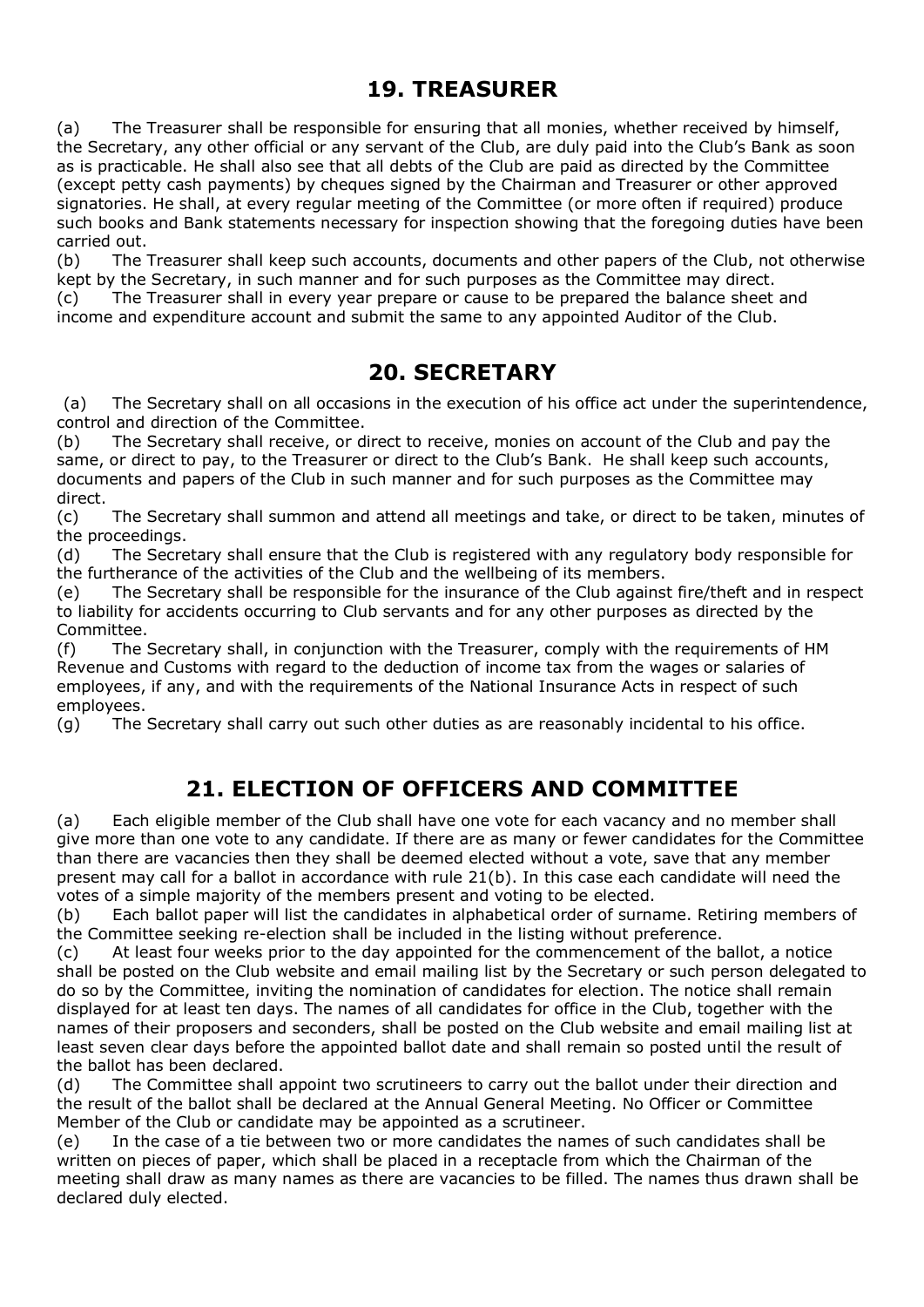## 19. TREASURER

(a) The Treasurer shall be responsible for ensuring that all monies, whether received by himself, the Secretary, any other official or any servant of the Club, are duly paid into the Club's Bank as soon as is practicable. He shall also see that all debts of the Club are paid as directed by the Committee (except petty cash payments) by cheques signed by the Chairman and Treasurer or other approved signatories. He shall, at every regular meeting of the Committee (or more often if required) produce such books and Bank statements necessary for inspection showing that the foregoing duties have been carried out.

(b) The Treasurer shall keep such accounts, documents and other papers of the Club, not otherwise kept by the Secretary, in such manner and for such purposes as the Committee may direct.

(c) The Treasurer shall in every year prepare or cause to be prepared the balance sheet and income and expenditure account and submit the same to any appointed Auditor of the Club.

## 20. SECRETARY

(a) The Secretary shall on all occasions in the execution of his office act under the superintendence, control and direction of the Committee.

(b) The Secretary shall receive, or direct to receive, monies on account of the Club and pay the same, or direct to pay, to the Treasurer or direct to the Club's Bank. He shall keep such accounts, documents and papers of the Club in such manner and for such purposes as the Committee may direct.

(c) The Secretary shall summon and attend all meetings and take, or direct to be taken, minutes of the proceedings.

(d) The Secretary shall ensure that the Club is registered with any regulatory body responsible for the furtherance of the activities of the Club and the wellbeing of its members.

(e) The Secretary shall be responsible for the insurance of the Club against fire/theft and in respect to liability for accidents occurring to Club servants and for any other purposes as directed by the Committee.

(f) The Secretary shall, in conjunction with the Treasurer, comply with the requirements of HM Revenue and Customs with regard to the deduction of income tax from the wages or salaries of employees, if any, and with the requirements of the National Insurance Acts in respect of such employees.

(g) The Secretary shall carry out such other duties as are reasonably incidental to his office.

## 21. ELECTION OF OFFICERS AND COMMITTEE

(a) Each eligible member of the Club shall have one vote for each vacancy and no member shall give more than one vote to any candidate. If there are as many or fewer candidates for the Committee than there are vacancies then they shall be deemed elected without a vote, save that any member present may call for a ballot in accordance with rule 21(b). In this case each candidate will need the votes of a simple majority of the members present and voting to be elected.

(b) Each ballot paper will list the candidates in alphabetical order of surname. Retiring members of the Committee seeking re-election shall be included in the listing without preference.

(c) At least four weeks prior to the day appointed for the commencement of the ballot, a notice shall be posted on the Club website and email mailing list by the Secretary or such person delegated to do so by the Committee, inviting the nomination of candidates for election. The notice shall remain displayed for at least ten days. The names of all candidates for office in the Club, together with the names of their proposers and seconders, shall be posted on the Club website and email mailing list at least seven clear days before the appointed ballot date and shall remain so posted until the result of the ballot has been declared.

(d) The Committee shall appoint two scrutineers to carry out the ballot under their direction and the result of the ballot shall be declared at the Annual General Meeting. No Officer or Committee Member of the Club or candidate may be appointed as a scrutineer.

(e) In the case of a tie between two or more candidates the names of such candidates shall be written on pieces of paper, which shall be placed in a receptacle from which the Chairman of the meeting shall draw as many names as there are vacancies to be filled. The names thus drawn shall be declared duly elected.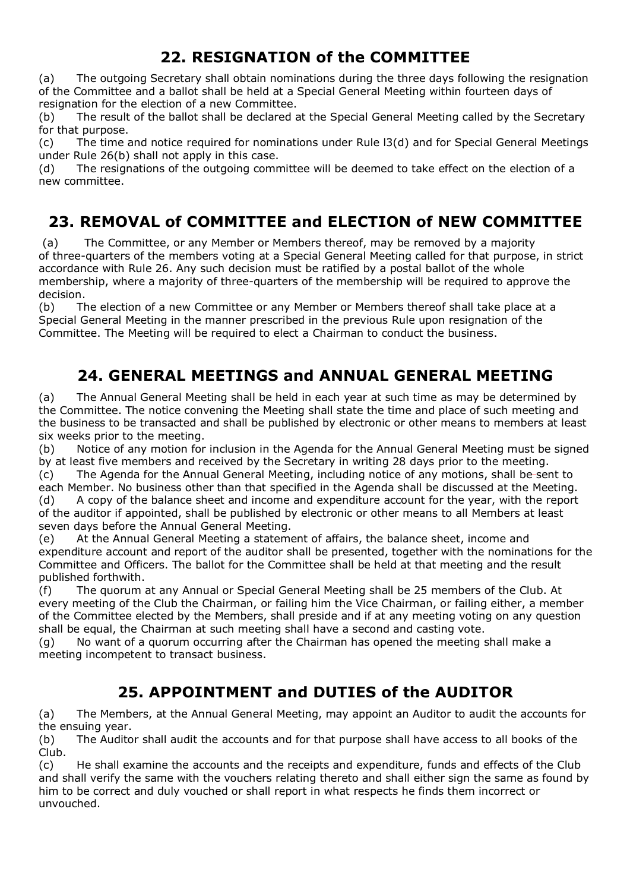## 22. RESIGNATION of the COMMITTEE

(a) The outgoing Secretary shall obtain nominations during the three days following the resignation of the Committee and a ballot shall be held at a Special General Meeting within fourteen days of resignation for the election of a new Committee.
(b) The result of the ballot shall be declared at the Special General Meeting called by the Secretary for that purpose.
(c) The time and notice required for nominations under Rule l3(d) and for Special General Meetings under Rule 26(b) shall not apply in this case.
(d) The resignations of the outgoing committee will be deemed to take effect on the election of a new committee.

## 23. REMOVAL of COMMITTEE and ELECTION of NEW COMMITTEE

(a) The Committee, or any Member or Members thereof, may be removed by a majority of three-quarters of the members voting at a Special General Meeting called for that purpose, in strict accordance with Rule 26. Any such decision must be ratified by a postal ballot of the whole membership, where a majority of three-quarters of the membership will be required to approve the decision.
(b) The election of a new Committee or any Member or Members thereof shall take place at a Special General Meeting in the manner prescribed in the previous Rule upon resignation of the Committee. The Meeting will be required to elect a Chairman to conduct the business.

## 24. GENERAL MEETINGS and ANNUAL GENERAL MEETING

(a) The Annual General Meeting shall be held in each year at such time as may be determined by the Committee. The notice convening the Meeting shall state the time and place of such meeting and the business to be transacted and shall be published by electronic or other means to members at least six weeks prior to the meeting.
(b) Notice of any motion for inclusion in the Agenda for the Annual General Meeting must be signed by at least five members and received by the Secretary in writing 28 days prior to the meeting.
(c) The Agenda for the Annual General Meeting, including notice of any motions, shall be sent to each Member. No business other than that specified in the Agenda shall be discussed at the Meeting.
(d) A copy of the balance sheet and income and expenditure account for the year, with the report of the auditor if appointed, shall be published by electronic or other means to all Members at least seven days before the Annual General Meeting.
(e) At the Annual General Meeting a statement of affairs, the balance sheet, income and expenditure account and report of the auditor shall be presented, together with the nominations for the Committee and Officers. The ballot for the Committee shall be held at that meeting and the result published forthwith.
(f) The quorum at any Annual or Special General Meeting shall be 25 members of the Club. At every meeting of the Club the Chairman, or failing him the Vice Chairman, or failing either, a member of the Committee elected by the Members, shall preside and if at any meeting voting on any question shall be equal, the Chairman at such meeting shall have a second and casting vote.
(g) No want of a quorum occurring after the Chairman has opened the meeting shall make a meeting incompetent to transact business.

## 25. APPOINTMENT and DUTIES of the AUDITOR

(a) The Members, at the Annual General Meeting, may appoint an Auditor to audit the accounts for the ensuing year.
(b) The Auditor shall audit the accounts and for that purpose shall have access to all books of the Club.
(c) He shall examine the accounts and the receipts and expenditure, funds and effects of the Club and shall verify the same with the vouchers relating thereto and shall either sign the same as found by him to be correct and duly vouched or shall report in what respects he finds them incorrect or unvouched.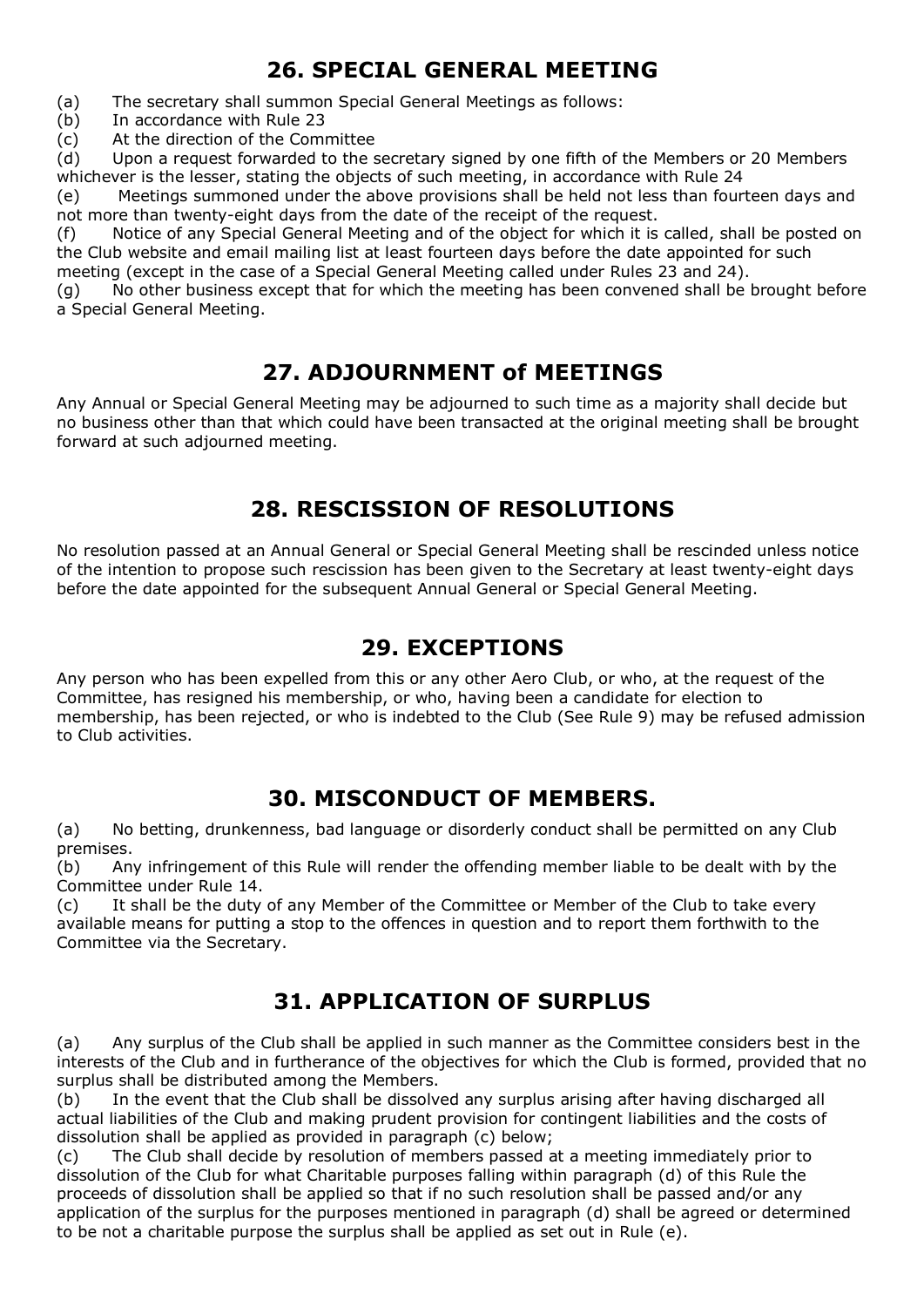## 26. SPECIAL GENERAL MEETING

(a) The secretary shall summon Special General Meetings as follows:
(b) In accordance with Rule 23
(c) At the direction of the Committee
(d) Upon a request forwarded to the secretary signed by one fifth of the Members or 20 Members whichever is the lesser, stating the objects of such meeting, in accordance with Rule 24
(e) Meetings summoned under the above provisions shall be held not less than fourteen days and not more than twenty-eight days from the date of the receipt of the request.
(f) Notice of any Special General Meeting and of the object for which it is called, shall be posted on the Club website and email mailing list at least fourteen days before the date appointed for such meeting (except in the case of a Special General Meeting called under Rules 23 and 24).
(g) No other business except that for which the meeting has been convened shall be brought before a Special General Meeting.

## 27. ADJOURNMENT of MEETINGS

Any Annual or Special General Meeting may be adjourned to such time as a majority shall decide but no business other than that which could have been transacted at the original meeting shall be brought forward at such adjourned meeting.

## 28. RESCISSION OF RESOLUTIONS

No resolution passed at an Annual General or Special General Meeting shall be rescinded unless notice of the intention to propose such rescission has been given to the Secretary at least twenty-eight days before the date appointed for the subsequent Annual General or Special General Meeting.

## 29. EXCEPTIONS

Any person who has been expelled from this or any other Aero Club, or who, at the request of the Committee, has resigned his membership, or who, having been a candidate for election to membership, has been rejected, or who is indebted to the Club (See Rule 9) may be refused admission to Club activities.

## 30. MISCONDUCT OF MEMBERS.

(a) No betting, drunkenness, bad language or disorderly conduct shall be permitted on any Club premises.
(b) Any infringement of this Rule will render the offending member liable to be dealt with by the Committee under Rule 14.
(c) It shall be the duty of any Member of the Committee or Member of the Club to take every available means for putting a stop to the offences in question and to report them forthwith to the Committee via the Secretary.

## 31. APPLICATION OF SURPLUS

(a) Any surplus of the Club shall be applied in such manner as the Committee considers best in the interests of the Club and in furtherance of the objectives for which the Club is formed, provided that no surplus shall be distributed among the Members.
(b) In the event that the Club shall be dissolved any surplus arising after having discharged all actual liabilities of the Club and making prudent provision for contingent liabilities and the costs of dissolution shall be applied as provided in paragraph (c) below;
(c) The Club shall decide by resolution of members passed at a meeting immediately prior to dissolution of the Club for what Charitable purposes falling within paragraph (d) of this Rule the proceeds of dissolution shall be applied so that if no such resolution shall be passed and/or any application of the surplus for the purposes mentioned in paragraph (d) shall be agreed or determined to be not a charitable purpose the surplus shall be applied as set out in Rule (e).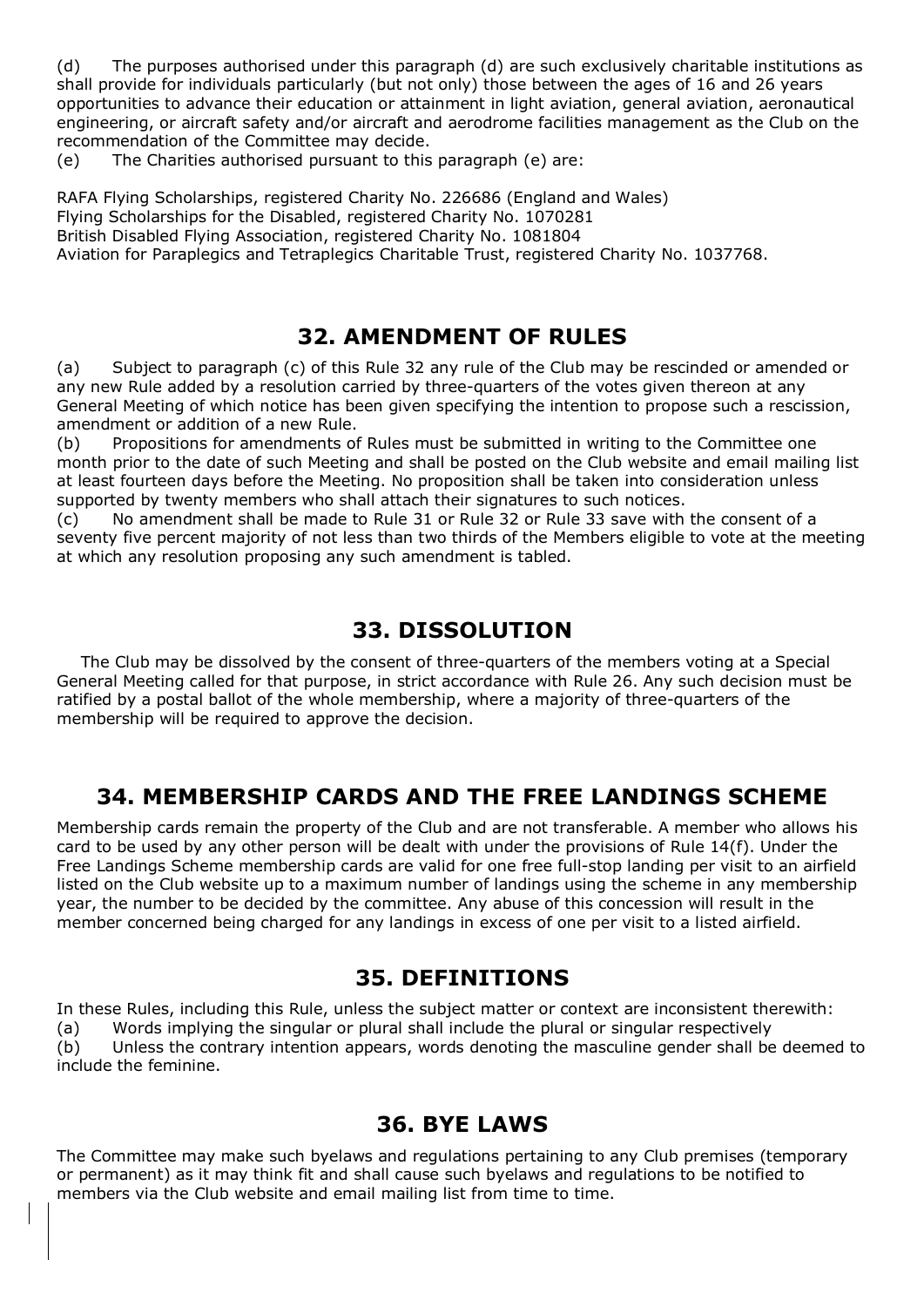(d) The purposes authorised under this paragraph (d) are such exclusively charitable institutions as shall provide for individuals particularly (but not only) those between the ages of 16 and 26 years opportunities to advance their education or attainment in light aviation, general aviation, aeronautical engineering, or aircraft safety and/or aircraft and aerodrome facilities management as the Club on the recommendation of the Committee may decide.

(e) The Charities authorised pursuant to this paragraph (e) are:

RAFA Flying Scholarships, registered Charity No. 226686 (England and Wales)
Flying Scholarships for the Disabled, registered Charity No. 1070281
British Disabled Flying Association, registered Charity No. 1081804
Aviation for Paraplegics and Tetraplegics Charitable Trust, registered Charity No. 1037768.

## 32. AMENDMENT OF RULES

(a) Subject to paragraph (c) of this Rule 32 any rule of the Club may be rescinded or amended or any new Rule added by a resolution carried by three-quarters of the votes given thereon at any General Meeting of which notice has been given specifying the intention to propose such a rescission, amendment or addition of a new Rule.

(b) Propositions for amendments of Rules must be submitted in writing to the Committee one month prior to the date of such Meeting and shall be posted on the Club website and email mailing list at least fourteen days before the Meeting. No proposition shall be taken into consideration unless supported by twenty members who shall attach their signatures to such notices.

(c) No amendment shall be made to Rule 31 or Rule 32 or Rule 33 save with the consent of a seventy five percent majority of not less than two thirds of the Members eligible to vote at the meeting at which any resolution proposing any such amendment is tabled.

## 33. DISSOLUTION

The Club may be dissolved by the consent of three-quarters of the members voting at a Special General Meeting called for that purpose, in strict accordance with Rule 26. Any such decision must be ratified by a postal ballot of the whole membership, where a majority of three-quarters of the membership will be required to approve the decision.

## 34. MEMBERSHIP CARDS AND THE FREE LANDINGS SCHEME

Membership cards remain the property of the Club and are not transferable. A member who allows his card to be used by any other person will be dealt with under the provisions of Rule 14(f). Under the Free Landings Scheme membership cards are valid for one free full-stop landing per visit to an airfield listed on the Club website up to a maximum number of landings using the scheme in any membership year, the number to be decided by the committee. Any abuse of this concession will result in the member concerned being charged for any landings in excess of one per visit to a listed airfield.

## 35. DEFINITIONS

In these Rules, including this Rule, unless the subject matter or context are inconsistent therewith:

(a) Words implying the singular or plural shall include the plural or singular respectively

(b) Unless the contrary intention appears, words denoting the masculine gender shall be deemed to include the feminine.

## 36. BYE LAWS

The Committee may make such byelaws and regulations pertaining to any Club premises (temporary or permanent) as it may think fit and shall cause such byelaws and regulations to be notified to members via the Club website and email mailing list from time to time.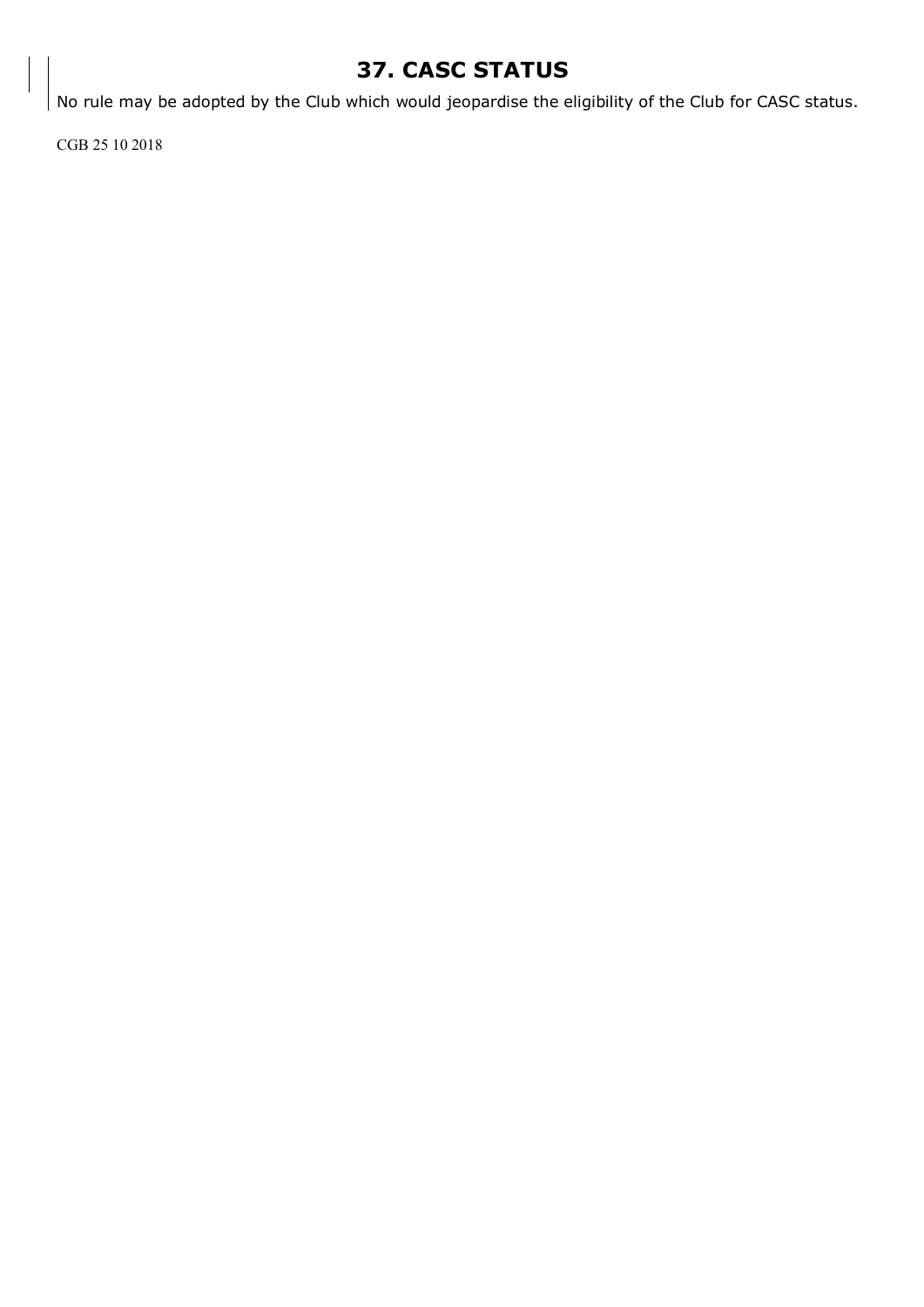## 37. CASC STATUS

No rule may be adopted by the Club which would jeopardise the eligibility of the Club for CASC status.

CGB 25 10 2018